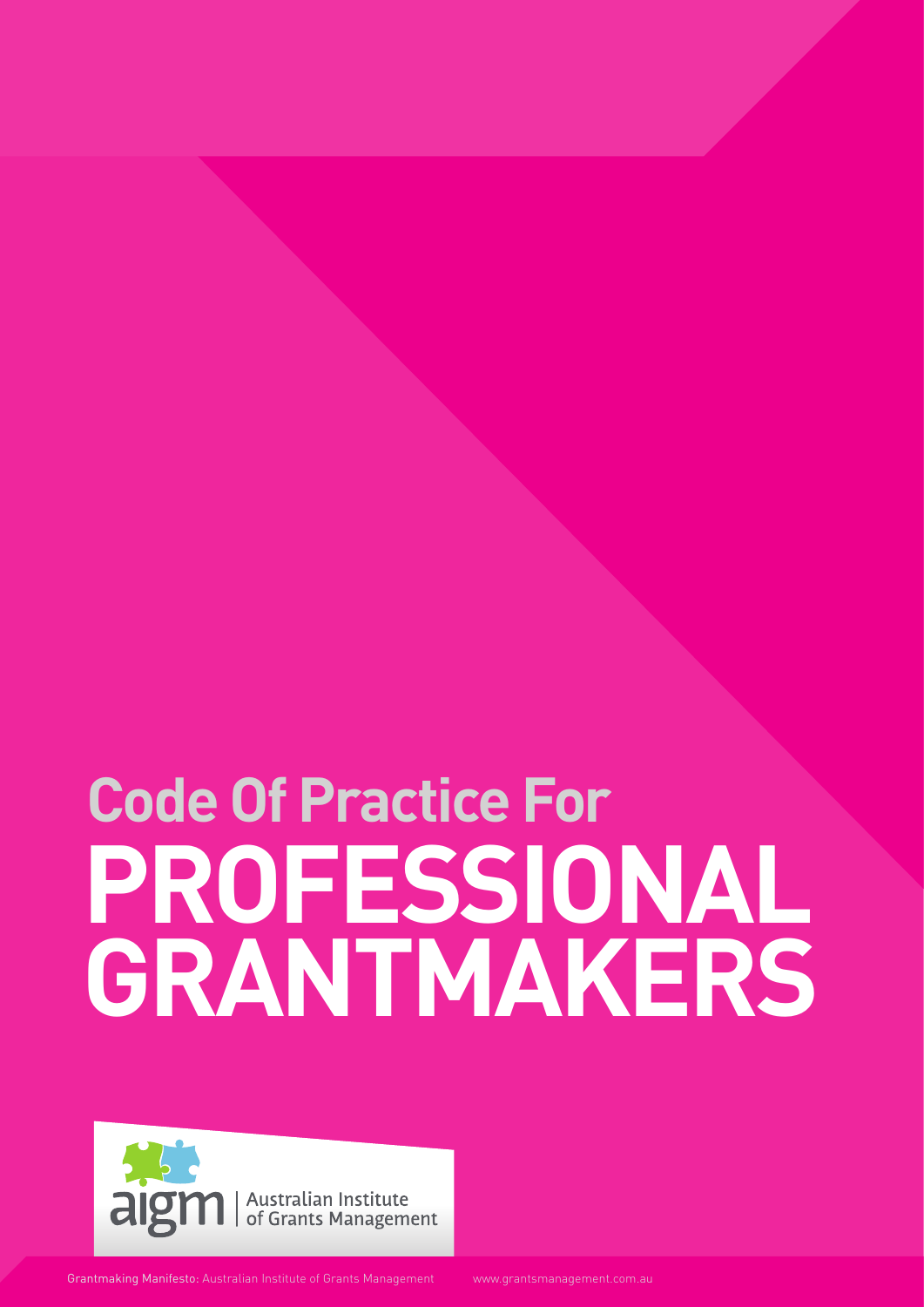# Code Of Practice For PROFESSIONAL GRANTMAKERS

aigm | Australian Institute of Grants Management

Grantmaking Manifesto: Australian Institute of Grants Management www.grantsmanagement.com.au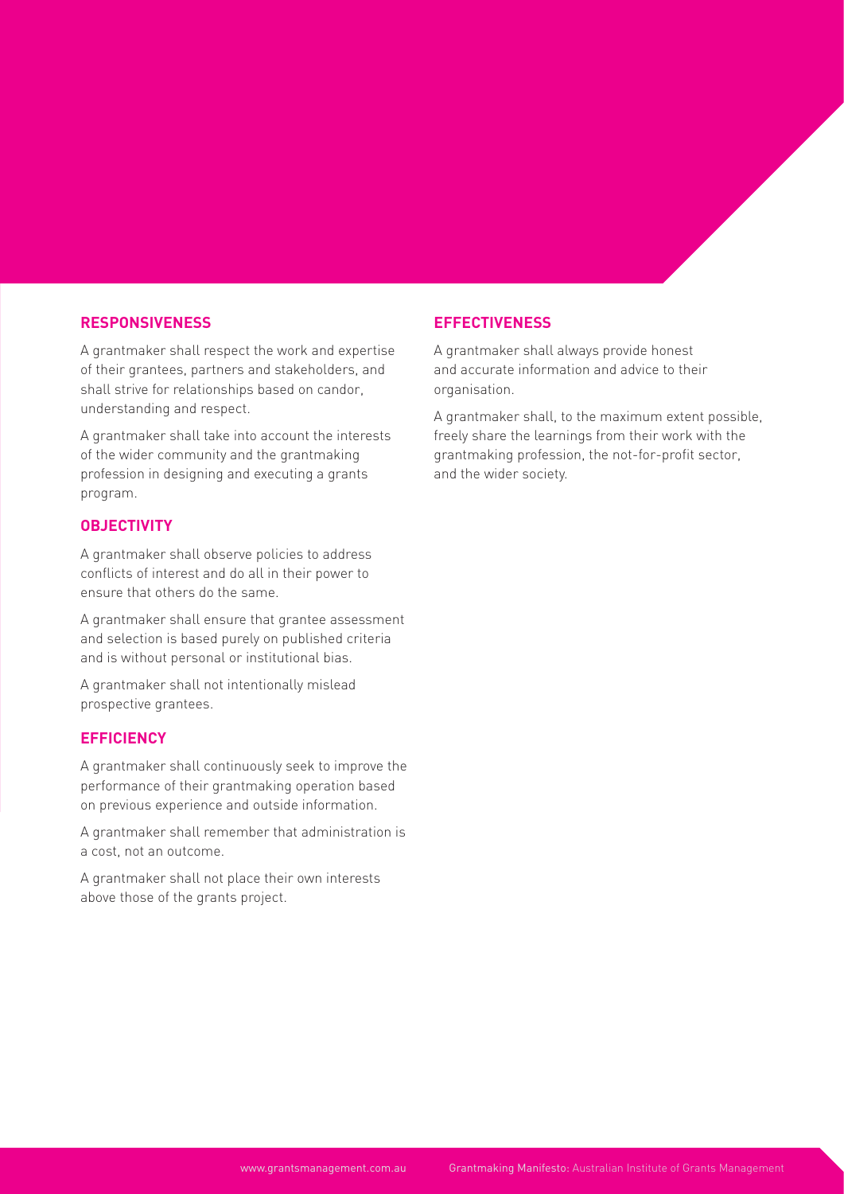## RESPONSIVENESS

A grantmaker shall respect the work and expertise of their grantees, partners and stakeholders, and shall strive for relationships based on candor, understanding and respect.

A grantmaker shall take into account the interests of the wider community and the grantmaking profession in designing and executing a grants program.

## OBJECTIVITY

A grantmaker shall observe policies to address conflicts of interest and do all in their power to ensure that others do the same.

A grantmaker shall ensure that grantee assessment and selection is based purely on published criteria and is without personal or institutional bias.

A grantmaker shall not intentionally mislead prospective grantees.

## EFFICIENCY

A grantmaker shall continuously seek to improve the performance of their grantmaking operation based on previous experience and outside information.

A grantmaker shall remember that administration is a cost, not an outcome.

A grantmaker shall not place their own interests above those of the grants project.

## EFFECTIVENESS

A grantmaker shall always provide honest and accurate information and advice to their organisation.

A grantmaker shall, to the maximum extent possible, freely share the learnings from their work with the grantmaking profession, the not-for-profit sector, and the wider society.